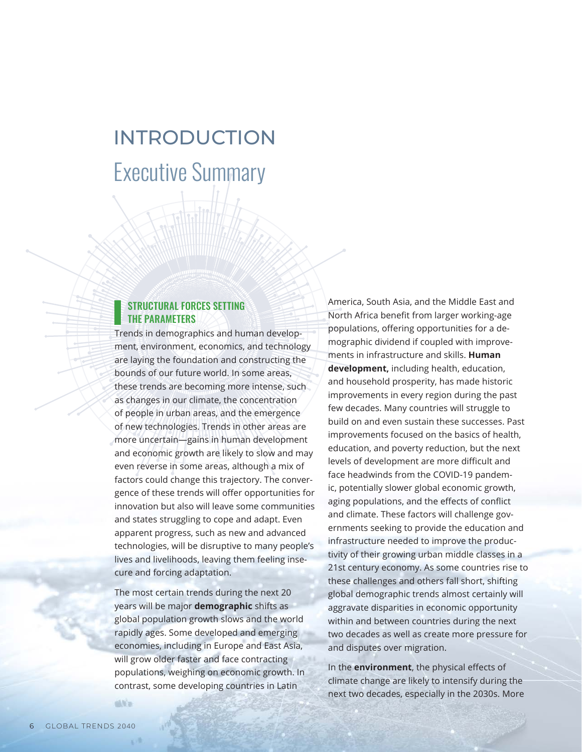# INTRODUCTION

## Executive Summary

### STRUCTURAL FORCES SETTING THE PARAMETERS

Trends in demographics and human development, environment, economics, and technology are laying the foundation and constructing the bounds of our future world. In some areas, these trends are becoming more intense, such as changes in our climate, the concentration of people in urban areas, and the emergence of new technologies. Trends in other areas are more uncertain—gains in human development and economic growth are likely to slow and may even reverse in some areas, although a mix of factors could change this trajectory. The convergence of these trends will offer opportunities for innovation but also will leave some communities and states struggling to cope and adapt. Even apparent progress, such as new and advanced technologies, will be disruptive to many people's lives and livelihoods, leaving them feeling insecure and forcing adaptation.

The most certain trends during the next 20 years will be major **demographic** shifts as global population growth slows and the world rapidly ages. Some developed and emerging economies, including in Europe and East Asia, will grow older faster and face contracting populations, weighing on economic growth. In contrast, some developing countries in Latin America, South Asia, and the Middle East and North Africa benefit from larger working-age populations, offering opportunities for a demographic dividend if coupled with improvements in infrastructure and skills. **Human development,** including health, education, and household prosperity, has made historic improvements in every region during the past few decades. Many countries will struggle to build on and even sustain these successes. Past improvements focused on the basics of health, education, and poverty reduction, but the next levels of development are more difficult and face headwinds from the COVID-19 pandemic, potentially slower global economic growth, aging populations, and the effects of conflict and climate. These factors will challenge governments seeking to provide the education and infrastructure needed to improve the productivity of their growing urban middle classes in a 21st century economy. As some countries rise to these challenges and others fall short, shifting global demographic trends almost certainly will aggravate disparities in economic opportunity within and between countries during the next two decades as well as create more pressure for and disputes over migration.

In the **environment**, the physical effects of climate change are likely to intensify during the next two decades, especially in the 2030s. More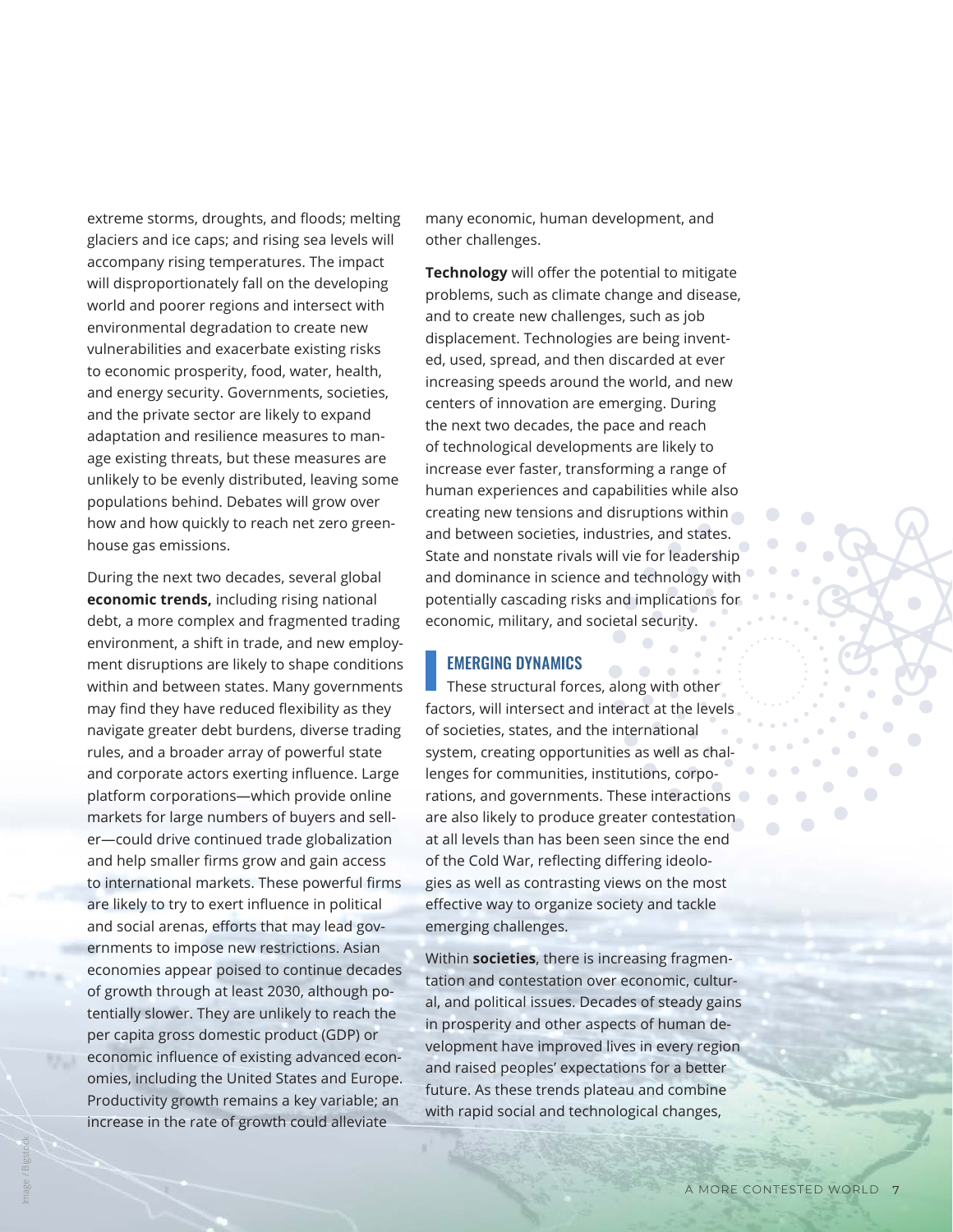extreme storms, droughts, and floods; melting glaciers and ice caps; and rising sea levels will accompany rising temperatures. The impact will disproportionately fall on the developing world and poorer regions and intersect with environmental degradation to create new vulnerabilities and exacerbate existing risks to economic prosperity, food, water, health, and energy security. Governments, societies, and the private sector are likely to expand adaptation and resilience measures to manage existing threats, but these measures are unlikely to be evenly distributed, leaving some populations behind. Debates will grow over how and how quickly to reach net zero greenhouse gas emissions.

During the next two decades, several global **economic trends,** including rising national debt, a more complex and fragmented trading environment, a shift in trade, and new employment disruptions are likely to shape conditions within and between states. Many governments may find they have reduced flexibility as they navigate greater debt burdens, diverse trading rules, and a broader array of powerful state and corporate actors exerting influence. Large platform corporations—which provide online markets for large numbers of buyers and seller—could drive continued trade globalization and help smaller firms grow and gain access to international markets. These powerful firms are likely to try to exert influence in political and social arenas, efforts that may lead governments to impose new restrictions. Asian economies appear poised to continue decades of growth through at least 2030, although potentially slower. They are unlikely to reach the per capita gross domestic product (GDP) or economic influence of existing advanced economies, including the United States and Europe. Productivity growth remains a key variable; an increase in the rate of growth could alleviate many economic, human development, and other challenges.

**Technology** will offer the potential to mitigate problems, such as climate change and disease, and to create new challenges, such as job displacement. Technologies are being invented, used, spread, and then discarded at ever increasing speeds around the world, and new centers of innovation are emerging. During the next two decades, the pace and reach of technological developments are likely to increase ever faster, transforming a range of human experiences and capabilities while also creating new tensions and disruptions within and between societies, industries, and states. State and nonstate rivals will vie for leadership and dominance in science and technology with potentially cascading risks and implications for economic, military, and societal security.

## EMERGING DYNAMICS

These structural forces, along with other factors, will intersect and interact at the levels of societies, states, and the international system, creating opportunities as well as challenges for communities, institutions, corporations, and governments. These interactions are also likely to produce greater contestation at all levels than has been seen since the end of the Cold War, reflecting differing ideologies as well as contrasting views on the most effective way to organize society and tackle emerging challenges.

Within **societies**, there is increasing fragmentation and contestation over economic, cultural, and political issues. Decades of steady gains in prosperity and other aspects of human development have improved lives in every region and raised peoples' expectations for a better future. As these trends plateau and combine with rapid social and technological changes,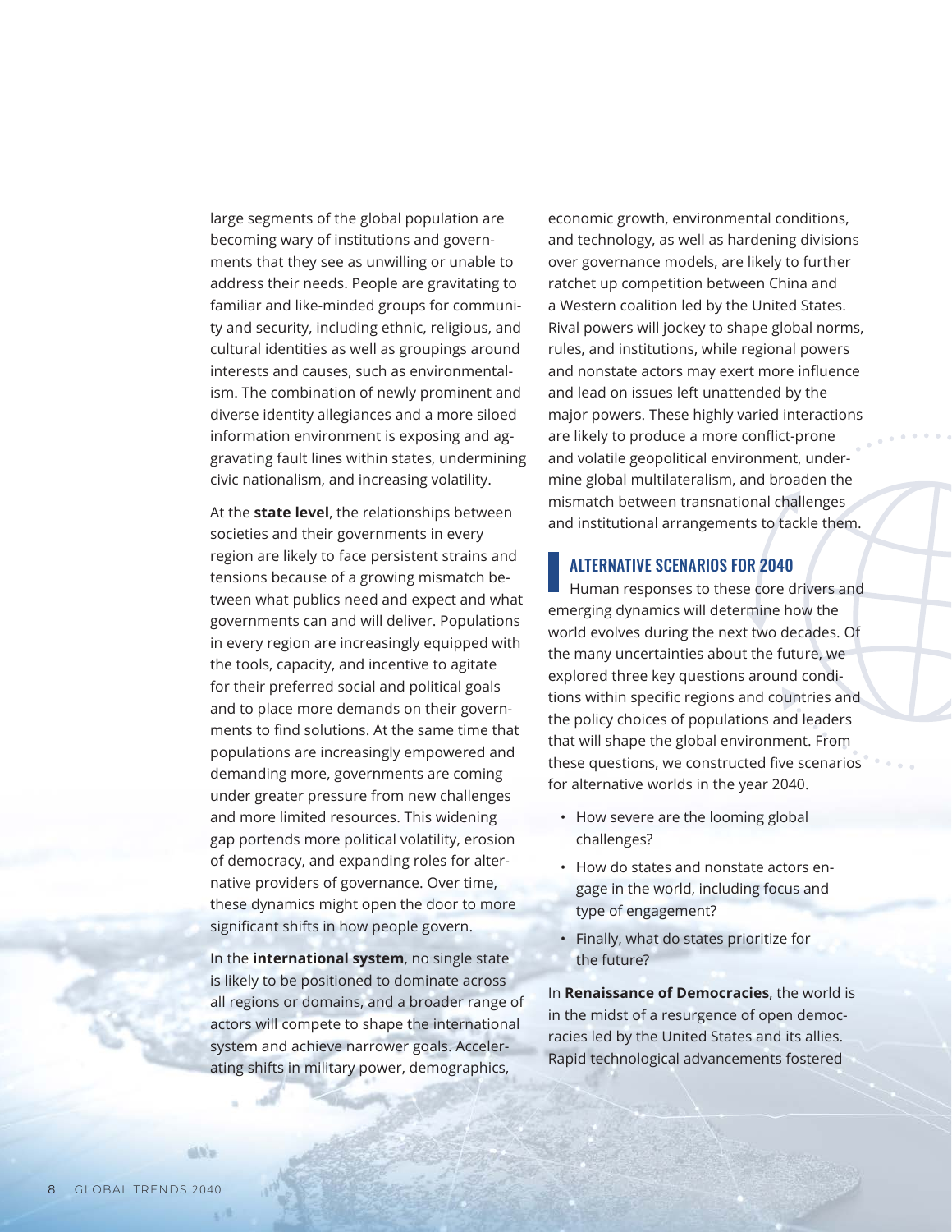large segments of the global population are becoming wary of institutions and governments that they see as unwilling or unable to address their needs. People are gravitating to familiar and like-minded groups for community and security, including ethnic, religious, and cultural identities as well as groupings around interests and causes, such as environmentalism. The combination of newly prominent and diverse identity allegiances and a more siloed information environment is exposing and aggravating fault lines within states, undermining civic nationalism, and increasing volatility.

At the **state level**, the relationships between societies and their governments in every region are likely to face persistent strains and tensions because of a growing mismatch between what publics need and expect and what governments can and will deliver. Populations in every region are increasingly equipped with the tools, capacity, and incentive to agitate for their preferred social and political goals and to place more demands on their governments to find solutions. At the same time that populations are increasingly empowered and demanding more, governments are coming under greater pressure from new challenges and more limited resources. This widening gap portends more political volatility, erosion of democracy, and expanding roles for alternative providers of governance. Over time, these dynamics might open the door to more significant shifts in how people govern.

In the **international system**, no single state is likely to be positioned to dominate across all regions or domains, and a broader range of actors will compete to shape the international system and achieve narrower goals. Accelerating shifts in military power, demographics, economic growth, environmental conditions, and technology, as well as hardening divisions over governance models, are likely to further ratchet up competition between China and a Western coalition led by the United States. Rival powers will jockey to shape global norms, rules, and institutions, while regional powers and nonstate actors may exert more influence and lead on issues left unattended by the major powers. These highly varied interactions are likely to produce a more conflict-prone and volatile geopolitical environment, undermine global multilateralism, and broaden the mismatch between transnational challenges and institutional arrangements to tackle them.

## ALTERNATIVE SCENARIOS FOR 2040

Human responses to these core drivers and emerging dynamics will determine how the world evolves during the next two decades. Of the many uncertainties about the future, we explored three key questions around conditions within specific regions and countries and the policy choices of populations and leaders that will shape the global environment. From these questions, we constructed five scenarios for alternative worlds in the year 2040.

- How severe are the looming global challenges?
- How do states and nonstate actors engage in the world, including focus and type of engagement?
- Finally, what do states prioritize for the future?

In **Renaissance of Democracies**, the world is in the midst of a resurgence of open democracies led by the United States and its allies. Rapid technological advancements fostered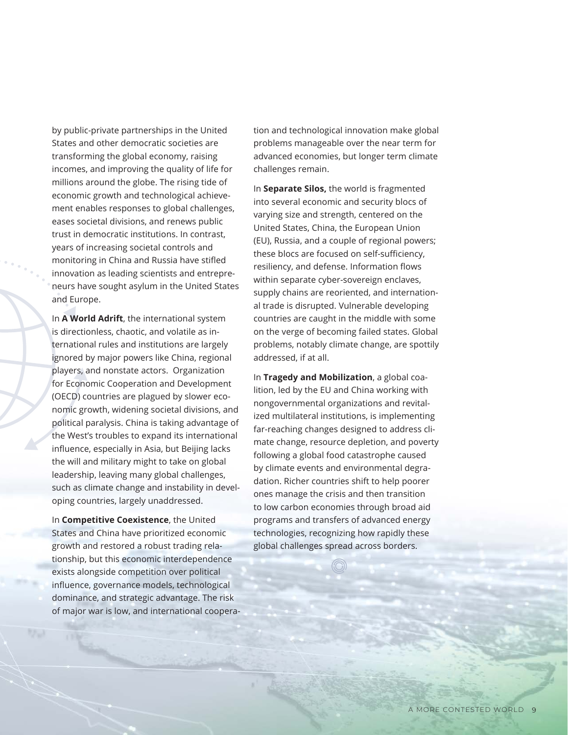by public-private partnerships in the United States and other democratic societies are transforming the global economy, raising incomes, and improving the quality of life for millions around the globe. The rising tide of economic growth and technological achievement enables responses to global challenges, eases societal divisions, and renews public trust in democratic institutions. In contrast, years of increasing societal controls and monitoring in China and Russia have stifled innovation as leading scientists and entrepreneurs have sought asylum in the United States and Europe.

In **A World Adrift**, the international system is directionless, chaotic, and volatile as international rules and institutions are largely ignored by major powers like China, regional players, and nonstate actors. Organization for Economic Cooperation and Development (OECD) countries are plagued by slower economic growth, widening societal divisions, and political paralysis. China is taking advantage of the West's troubles to expand its international influence, especially in Asia, but Beijing lacks the will and military might to take on global leadership, leaving many global challenges, such as climate change and instability in developing countries, largely unaddressed.

In **Competitive Coexistence**, the United States and China have prioritized economic growth and restored a robust trading relationship, but this economic interdependence exists alongside competition over political influence, governance models, technological dominance, and strategic advantage. The risk of major war is low, and international cooperation and technological innovation make global problems manageable over the near term for advanced economies, but longer term climate challenges remain.

In **Separate Silos,** the world is fragmented into several economic and security blocs of varying size and strength, centered on the United States, China, the European Union (EU), Russia, and a couple of regional powers; these blocs are focused on self-sufficiency, resiliency, and defense. Information flows within separate cyber-sovereign enclaves, supply chains are reoriented, and international trade is disrupted. Vulnerable developing countries are caught in the middle with some on the verge of becoming failed states. Global problems, notably climate change, are spottily addressed, if at all.

In **Tragedy and Mobilization**, a global coalition, led by the EU and China working with nongovernmental organizations and revitalized multilateral institutions, is implementing far-reaching changes designed to address climate change, resource depletion, and poverty following a global food catastrophe caused by climate events and environmental degradation. Richer countries shift to help poorer ones manage the crisis and then transition to low carbon economies through broad aid programs and transfers of advanced energy technologies, recognizing how rapidly these global challenges spread across borders.